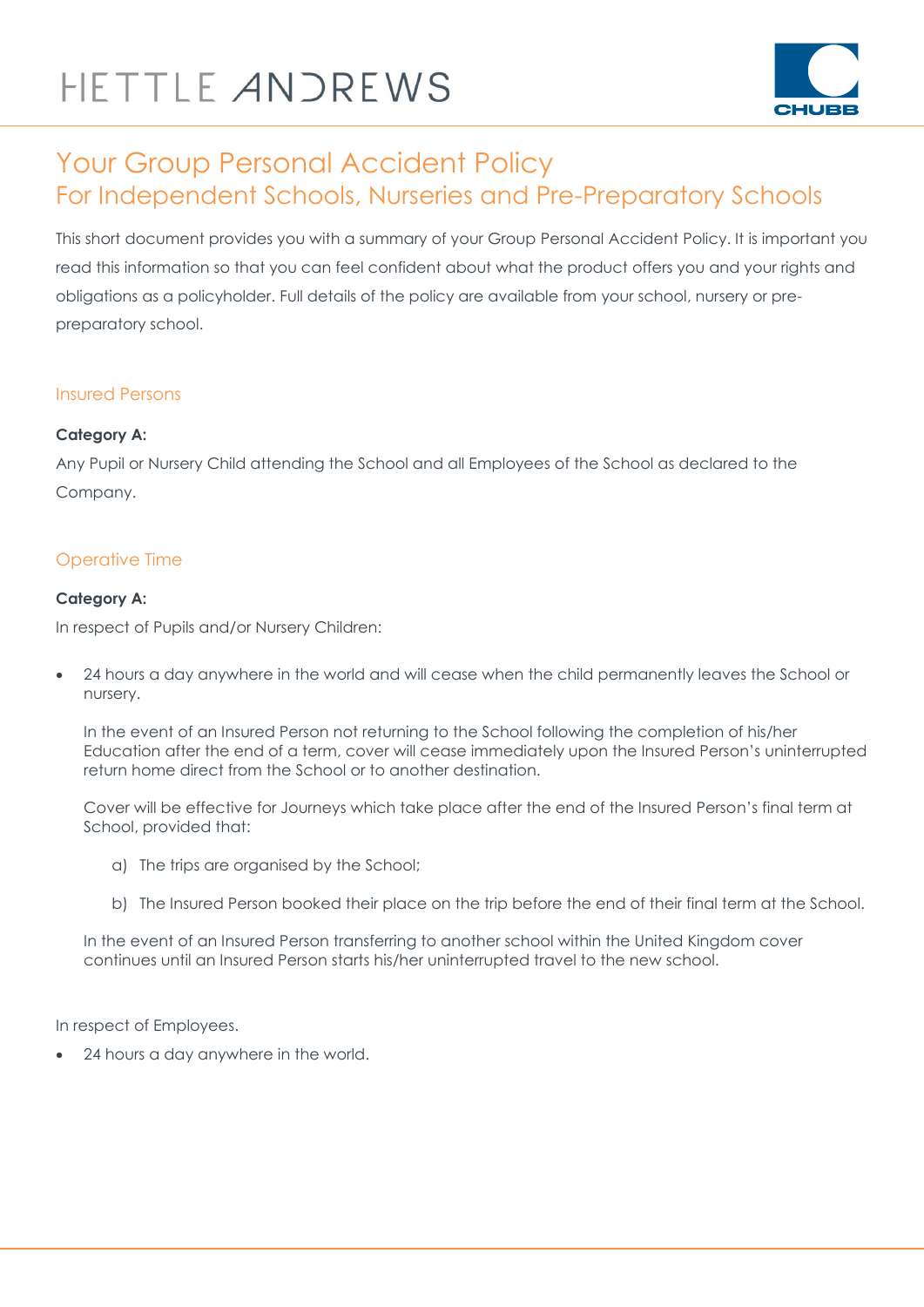# Your Group Personal Accident Policy

## For Independent Schools, Nurseries and Pre-Preparatory Schools

This short document provides you with a summary of your Group Personal Accident Policy. It is important you read this information so that you can feel confident about what the product offers you and your rights and obligations as a policyholder. Full details of the policy are available from your school, nursery or pre-preparatory school.

### Insured Persons

**Category A:**

Any Pupil or Nursery Child attending the School and all Employees of the School as declared to the Company.

### Operative Time

**Category A:**

In respect of Pupils and/or Nursery Children:

- 24 hours a day anywhere in the world and will cease when the child permanently leaves the School or nursery.

  In the event of an Insured Person not returning to the School following the completion of his/her Education after the end of a term, cover will cease immediately upon the Insured Person's uninterrupted return home direct from the School or to another destination.

  Cover will be effective for Journeys which take place after the end of the Insured Person's final term at School, provided that:

  a) The trips are organised by the School;

  b) The Insured Person booked their place on the trip before the end of their final term at the School.

  In the event of an Insured Person transferring to another school within the United Kingdom cover continues until an Insured Person starts his/her uninterrupted travel to the new school.

In respect of Employees.

- 24 hours a day anywhere in the world.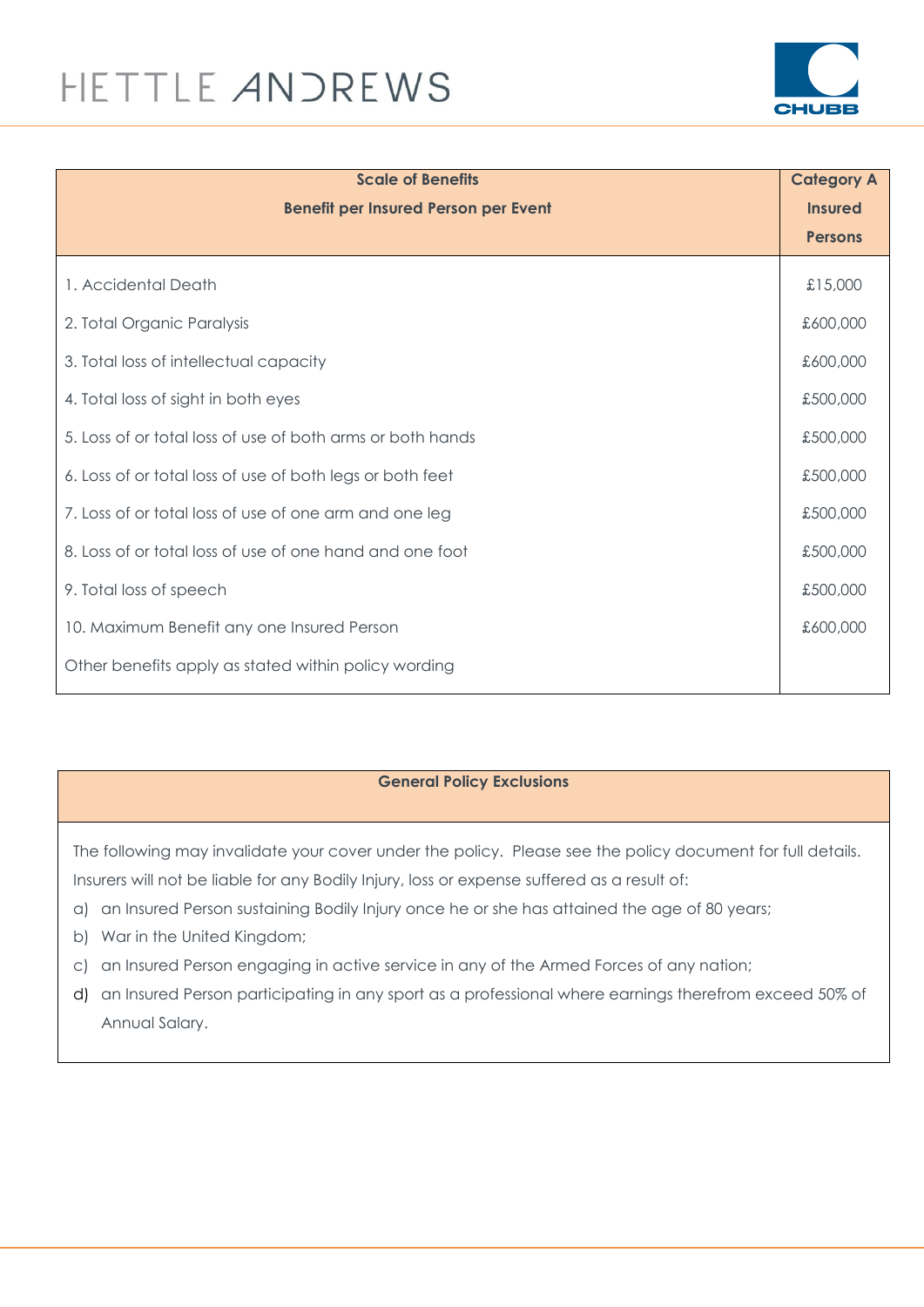| **Scale of Benefits**<br>**Benefit per Insured Person per Event** | **Category A Insured Persons** |
|---|---|
| 1. Accidental Death | £15,000 |
| 2. Total Organic Paralysis | £600,000 |
| 3. Total loss of intellectual capacity | £600,000 |
| 4. Total loss of sight in both eyes | £500,000 |
| 5. Loss of or total loss of use of both arms or both hands | £500,000 |
| 6. Loss of or total loss of use of both legs or both feet | £500,000 |
| 7. Loss of or total loss of use of one arm and one leg | £500,000 |
| 8. Loss of or total loss of use of one hand and one foot | £500,000 |
| 9. Total loss of speech | £500,000 |
| 10. Maximum Benefit any one Insured Person | £600,000 |
| Other benefits apply as stated within policy wording | |

**General Policy Exclusions**

The following may invalidate your cover under the policy. Please see the policy document for full details. Insurers will not be liable for any Bodily Injury, loss or expense suffered as a result of:

a) an Insured Person sustaining Bodily Injury once he or she has attained the age of 80 years;
b) War in the United Kingdom;
c) an Insured Person engaging in active service in any of the Armed Forces of any nation;
d) an Insured Person participating in any sport as a professional where earnings therefrom exceed 50% of Annual Salary.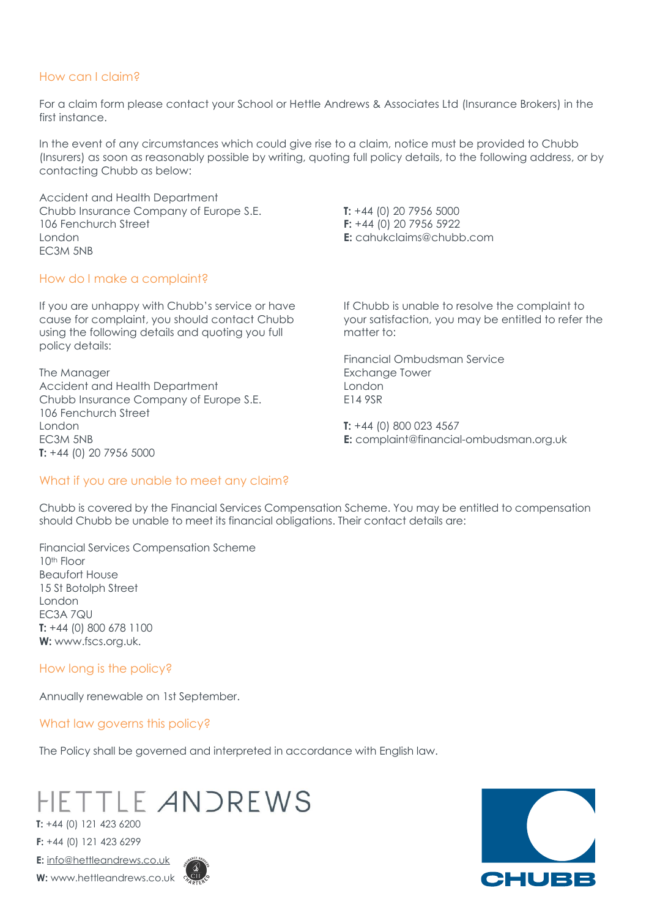## How can I claim?

For a claim form please contact your School or Hettle Andrews & Associates Ltd (Insurance Brokers) in the first instance.

In the event of any circumstances which could give rise to a claim, notice must be provided to Chubb (Insurers) as soon as reasonably possible by writing, quoting full policy details, to the following address, or by contacting Chubb as below:

Accident and Health Department
Chubb Insurance Company of Europe S.E.
106 Fenchurch Street
London
EC3M 5NB

**T:** +44 (0) 20 7956 5000
**F:** +44 (0) 20 7956 5922
**E:** cahukclaims@chubb.com

## How do I make a complaint?

If you are unhappy with Chubb's service or have cause for complaint, you should contact Chubb using the following details and quoting you full policy details:

The Manager
Accident and Health Department
Chubb Insurance Company of Europe S.E.
106 Fenchurch Street
London
EC3M 5NB
**T:** +44 (0) 20 7956 5000

If Chubb is unable to resolve the complaint to your satisfaction, you may be entitled to refer the matter to:

Financial Ombudsman Service
Exchange Tower
London
E14 9SR

**T:** +44 (0) 800 023 4567
**E:** complaint@financial-ombudsman.org.uk

## What if you are unable to meet any claim?

Chubb is covered by the Financial Services Compensation Scheme. You may be entitled to compensation should Chubb be unable to meet its financial obligations. Their contact details are:

Financial Services Compensation Scheme
10th Floor
Beaufort House
15 St Botolph Street
London
EC3A 7QU
**T:** +44 (0) 800 678 1100
**W:** www.fscs.org.uk.

## How long is the policy?

Annually renewable on 1st September.

## What law governs this policy?

The Policy shall be governed and interpreted in accordance with English law.

HETTLE ANDREWS

**T:** +44 (0) 121 423 6200
**F:** +44 (0) 121 423 6299
**E:** info@hettleandrews.co.uk
**W:** www.hettleandrews.co.uk

CHUBB